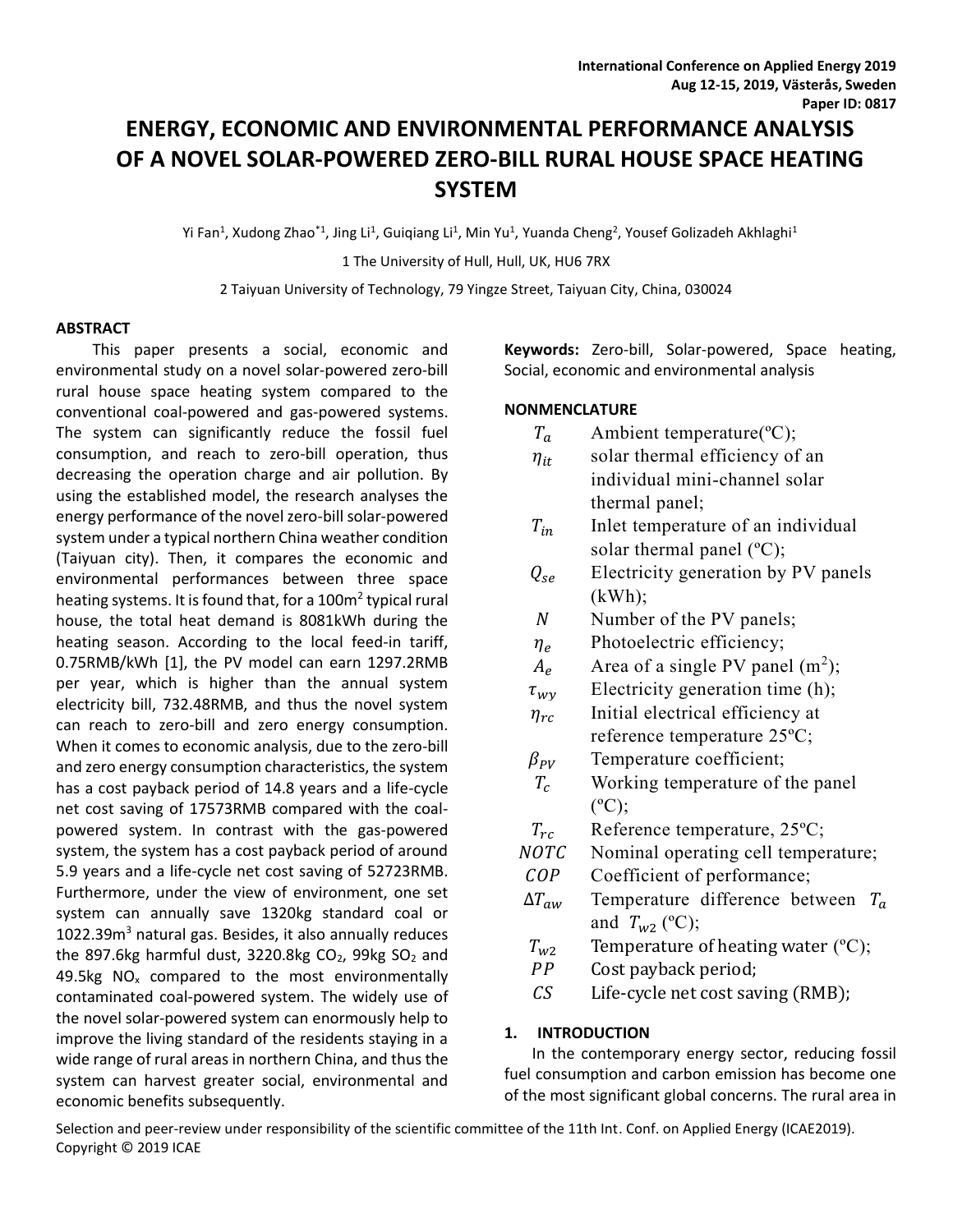# ENERGY, ECONOMIC AND ENVIRONMENTAL PERFORMANCE ANALYSIS OF A NOVEL SOLAR-POWERED ZERO-BILL RURAL HOUSE SPACE HEATING SYSTEM

Yi Fan[1], Xudong Zhao[*1], Jing Li[1], Guiqiang Li[1], Min Yu[1], Yuanda Cheng[2], Yousef Golizadeh Akhlaghi[1]

1 The University of Hull, Hull, UK, HU6 7RX

2 Taiyuan University of Technology, 79 Yingze Street, Taiyuan City, China, 030024

## ABSTRACT

This paper presents a social, economic and environmental study on a novel solar-powered zero-bill rural house space heating system compared to the conventional coal-powered and gas-powered systems. The system can significantly reduce the fossil fuel consumption, and reach to zero-bill operation, thus decreasing the operation charge and air pollution. By using the established model, the research analyses the energy performance of the novel zero-bill solar-powered system under a typical northern China weather condition (Taiyuan city). Then, it compares the economic and environmental performances between three space heating systems. It is found that, for a 100m$^2$ typical rural house, the total heat demand is 8081kWh during the heating season. According to the local feed-in tariff, 0.75RMB/kWh [1], the PV model can earn 1297.2RMB per year, which is higher than the annual system electricity bill, 732.48RMB, and thus the novel system can reach to zero-bill and zero energy consumption. When it comes to economic analysis, due to the zero-bill and zero energy consumption characteristics, the system has a cost payback period of 14.8 years and a life-cycle net cost saving of 17573RMB compared with the coal-powered system. In contrast with the gas-powered system, the system has a cost payback period of around 5.9 years and a life-cycle net cost saving of 52723RMB. Furthermore, under the view of environment, one set system can annually save 1320kg standard coal or 1022.39m$^3$ natural gas. Besides, it also annually reduces the 897.6kg harmful dust, 3220.8kg $CO_2$, 99kg $SO_2$ and 49.5kg $NO_x$ compared to the most environmentally contaminated coal-powered system. The widely use of the novel solar-powered system can enormously help to improve the living standard of the residents staying in a wide range of rural areas in northern China, and thus the system can harvest greater social, environmental and economic benefits subsequently.

**Keywords:** Zero-bill, Solar-powered, Space heating, Social, economic and environmental analysis

## NONMENCLATURE

| | |
|---|---|
| $T_a$ | Ambient temperature(ºC); |
| $\eta_{it}$ | solar thermal efficiency of an individual mini-channel solar thermal panel; |
| $T_{in}$ | Inlet temperature of an individual solar thermal panel (ºC); |
| $Q_{se}$ | Electricity generation by PV panels (kWh); |
| $N$ | Number of the PV panels; |
| $\eta_e$ | Photoelectric efficiency; |
| $A_e$ | Area of a single PV panel (m$^2$); |
| $\tau_{wy}$ | Electricity generation time (h); |
| $\eta_{rc}$ | Initial electrical efficiency at reference temperature 25ºC; |
| $\beta_{PV}$ | Temperature coefficient; |
| $T_c$ | Working temperature of the panel (ºC); |
| $T_{rc}$ | Reference temperature, 25ºC; |
| $NOTC$ | Nominal operating cell temperature; |
| $COP$ | Coefficient of performance; |
| $\Delta T_{aw}$ | Temperature difference between $T_a$ and $T_{w2}$ (ºC); |
| $T_{w2}$ | Temperature of heating water (ºC); |
| $PP$ | Cost payback period; |
| $CS$ | Life-cycle net cost saving (RMB); |

## 1. INTRODUCTION

In the contemporary energy sector, reducing fossil fuel consumption and carbon emission has become one of the most significant global concerns. The rural area in

Selection and peer-review under responsibility of the scientific committee of the 11th Int. Conf. on Applied Energy (ICAE2019).
Copyright © 2019 ICAE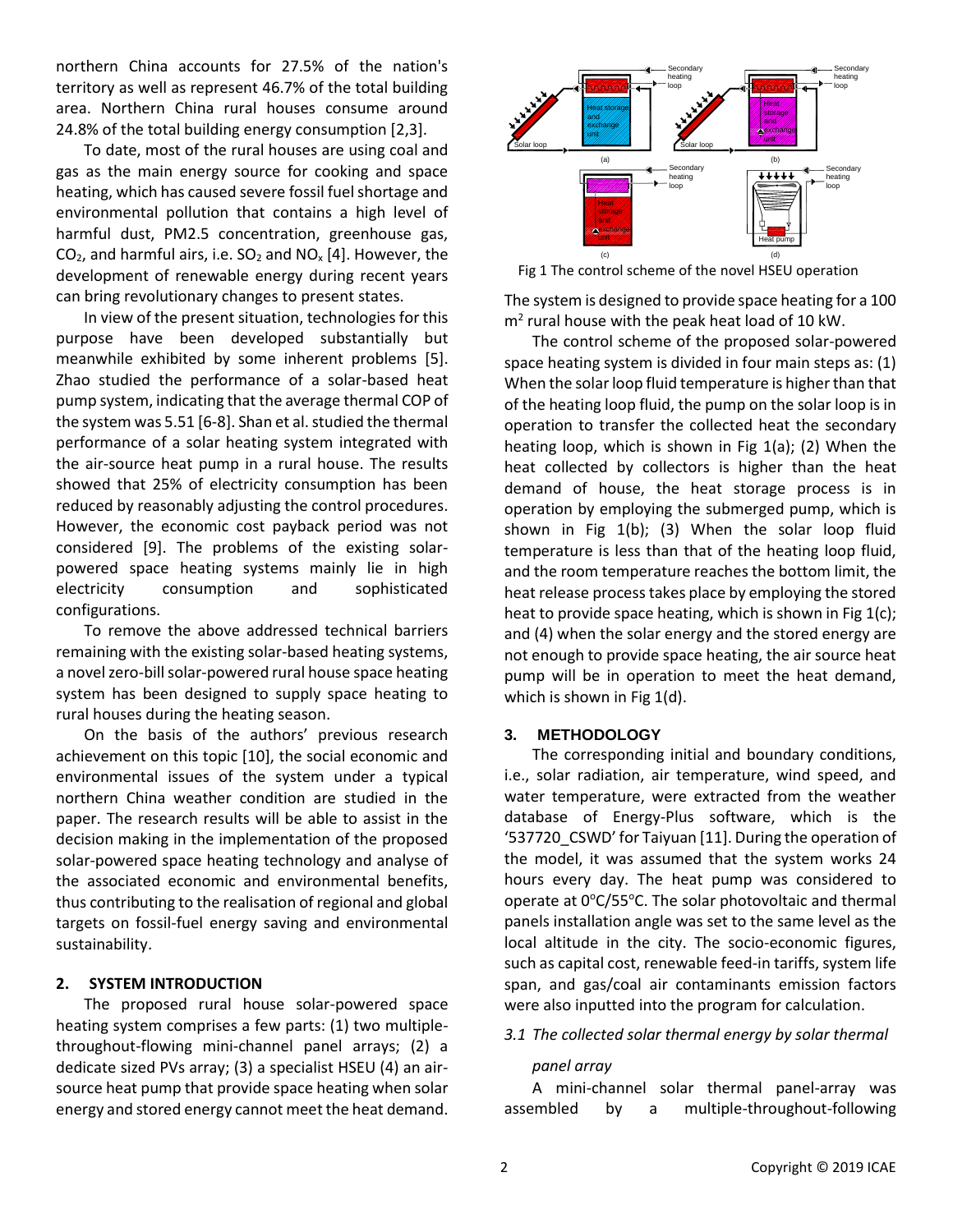northern China accounts for 27.5% of the nation's territory as well as represent 46.7% of the total building area. Northern China rural houses consume around 24.8% of the total building energy consumption [2,3].

To date, most of the rural houses are using coal and gas as the main energy source for cooking and space heating, which has caused severe fossil fuel shortage and environmental pollution that contains a high level of harmful dust, PM2.5 concentration, greenhouse gas, $CO_2$, and harmful airs, i.e. $SO_2$ and $NO_x$ [4]. However, the development of renewable energy during recent years can bring revolutionary changes to present states.

In view of the present situation, technologies for this purpose have been developed substantially but meanwhile exhibited by some inherent problems [5]. Zhao studied the performance of a solar-based heat pump system, indicating that the average thermal COP of the system was 5.51 [6-8]. Shan et al. studied the thermal performance of a solar heating system integrated with the air-source heat pump in a rural house. The results showed that 25% of electricity consumption has been reduced by reasonably adjusting the control procedures. However, the economic cost payback period was not considered [9]. The problems of the existing solar-powered space heating systems mainly lie in high electricity consumption and sophisticated configurations.

To remove the above addressed technical barriers remaining with the existing solar-based heating systems, a novel zero-bill solar-powered rural house space heating system has been designed to supply space heating to rural houses during the heating season.

On the basis of the authors' previous research achievement on this topic [10], the social economic and environmental issues of the system under a typical northern China weather condition are studied in the paper. The research results will be able to assist in the decision making in the implementation of the proposed solar-powered space heating technology and analyse of the associated economic and environmental benefits, thus contributing to the realisation of regional and global targets on fossil-fuel energy saving and environmental sustainability.

## 2. SYSTEM INTRODUCTION

The proposed rural house solar-powered space heating system comprises a few parts: (1) two multiple-throughout-flowing mini-channel panel arrays; (2) a dedicate sized PVs array; (3) a specialist HSEU (4) an air-source heat pump that provide space heating when solar energy and stored energy cannot meet the heat demand.

Fig 1 The control scheme of the novel HSEU operation

The system is designed to provide space heating for a 100 $m^2$ rural house with the peak heat load of 10 kW.

The control scheme of the proposed solar-powered space heating system is divided in four main steps as: (1) When the solar loop fluid temperature is higher than that of the heating loop fluid, the pump on the solar loop is in operation to transfer the collected heat the secondary heating loop, which is shown in Fig 1(a); (2) When the heat collected by collectors is higher than the heat demand of house, the heat storage process is in operation by employing the submerged pump, which is shown in Fig 1(b); (3) When the solar loop fluid temperature is less than that of the heating loop fluid, and the room temperature reaches the bottom limit, the heat release process takes place by employing the stored heat to provide space heating, which is shown in Fig 1(c); and (4) when the solar energy and the stored energy are not enough to provide space heating, the air source heat pump will be in operation to meet the heat demand, which is shown in Fig 1(d).

## 3. METHODOLOGY

The corresponding initial and boundary conditions, i.e., solar radiation, air temperature, wind speed, and water temperature, were extracted from the weather database of Energy-Plus software, which is the '537720_CSWD' for Taiyuan [11]. During the operation of the model, it was assumed that the system works 24 hours every day. The heat pump was considered to operate at 0°C/55°C. The solar photovoltaic and thermal panels installation angle was set to the same level as the local altitude in the city. The socio-economic figures, such as capital cost, renewable feed-in tariffs, system life span, and gas/coal air contaminants emission factors were also inputted into the program for calculation.

### *3.1 The collected solar thermal energy by solar thermal panel array*

A mini-channel solar thermal panel-array was assembled by a multiple-throughout-following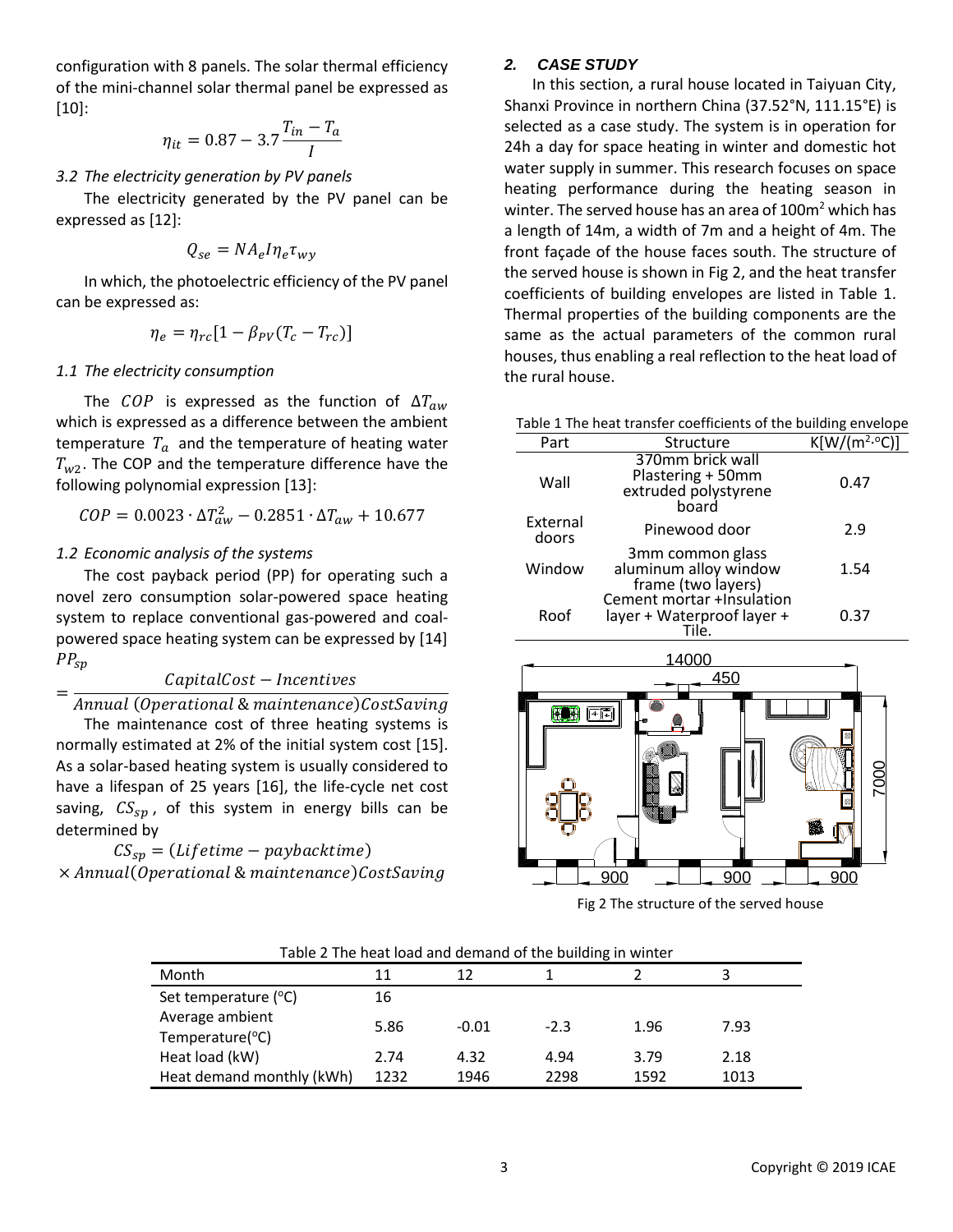configuration with 8 panels. The solar thermal efficiency of the mini-channel solar thermal panel be expressed as [10]:

$$\eta_{it} = 0.87 - 3.7\frac{T_{in} - T_a}{I}$$

*3.2 The electricity generation by PV panels*

The electricity generated by the PV panel can be expressed as [12]:

$$Q_{se} = NA_e I \eta_e \tau_{wy}$$

In which, the photoelectric efficiency of the PV panel can be expressed as:

$$\eta_e = \eta_{rc}[1 - \beta_{PV}(T_c - T_{rc})]$$

*1.1 The electricity consumption*

The $COP$ is expressed as the function of $\Delta T_{aw}$ which is expressed as a difference between the ambient temperature $T_a$ and the temperature of heating water $T_{w2}$. The COP and the temperature difference have the following polynomial expression [13]:

$$COP = 0.0023 \cdot \Delta T_{aw}^2 - 0.2851 \cdot \Delta T_{aw} + 10.677$$

*1.2 Economic analysis of the systems*

The cost payback period (PP) for operating such a novel zero consumption solar-powered space heating system to replace conventional gas-powered and coal-powered space heating system can be expressed by [14]

$$PP_{sp} = \frac{CapitalCost - Incentives}{Annual\ (Operational\ \&\ maintenance) CostSaving}$$

The maintenance cost of three heating systems is normally estimated at 2% of the initial system cost [15]. As a solar-based heating system is usually considered to have a lifespan of 25 years [16], the life-cycle net cost saving, $CS_{sp}$, of this system in energy bills can be determined by

$$CS_{sp} = (Lifetime - paybacktime) \times Annual(Operational\ \&\ maintenance) CostSaving$$

## 2. CASE STUDY

In this section, a rural house located in Taiyuan City, Shanxi Province in northern China (37.52°N, 111.15°E) is selected as a case study. The system is in operation for 24h a day for space heating in winter and domestic hot water supply in summer. This research focuses on space heating performance during the heating season in winter. The served house has an area of 100m² which has a length of 14m, a width of 7m and a height of 4m. The front façade of the house faces south. The structure of the served house is shown in Fig 2, and the heat transfer coefficients of building envelopes are listed in Table 1. Thermal properties of the building components are the same as the actual parameters of the common rural houses, thus enabling a real reflection to the heat load of the rural house.

Table 1 The heat transfer coefficients of the building envelope

| Part | Structure | K[W/(m²·°C)] |
|---|---|---|
| Wall | 370mm brick wall Plastering + 50mm extruded polystyrene board | 0.47 |
| External doors | Pinewood door | 2.9 |
| Window | 3mm common glass aluminum alloy window frame (two layers) | 1.54 |
| Roof | Cement mortar +Insulation layer + Waterproof layer + Tile. | 0.37 |

Fig 2 The structure of the served house

Table 2 The heat load and demand of the building in winter

| Month | 11 | 12 | 1 | 2 | 3 |
|---|---|---|---|---|---|
| Set temperature (°C) | 16 | | | | |
| Average ambient Temperature(°C) | 5.86 | -0.01 | -2.3 | 1.96 | 7.93 |
| Heat load (kW) | 2.74 | 4.32 | 4.94 | 3.79 | 2.18 |
| Heat demand monthly (kWh) | 1232 | 1946 | 2298 | 1592 | 1013 |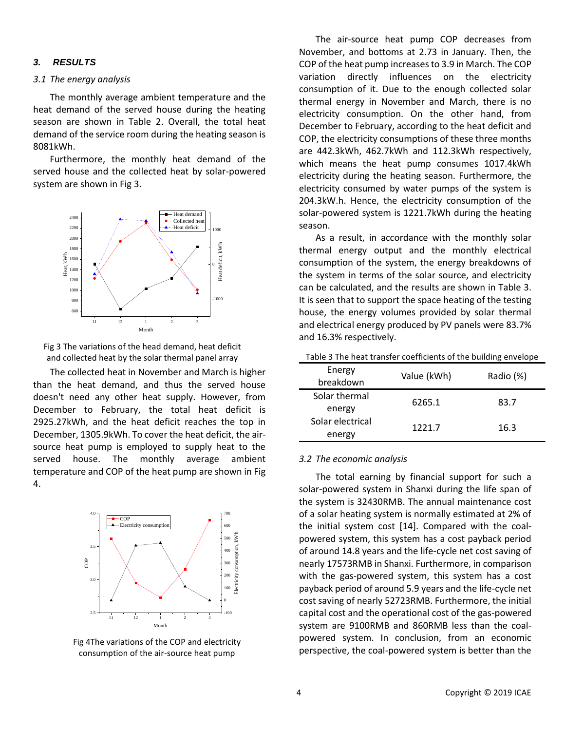## 3. RESULTS

### 3.1 The energy analysis

The monthly average ambient temperature and the heat demand of the served house during the heating season are shown in Table 2. Overall, the total heat demand of the service room during the heating season is 8081kWh.

Furthermore, the monthly heat demand of the served house and the collected heat by solar-powered system are shown in Fig 3.

Fig 3 The variations of the head demand, heat deficit and collected heat by the solar thermal panel array

The collected heat in November and March is higher than the heat demand, and thus the served house doesn't need any other heat supply. However, from December to February, the total heat deficit is 2925.27kWh, and the heat deficit reaches the top in December, 1305.9kWh. To cover the heat deficit, the air-source heat pump is employed to supply heat to the served house. The monthly average ambient temperature and COP of the heat pump are shown in Fig 4.

Fig 4The variations of the COP and electricity consumption of the air-source heat pump

The air-source heat pump COP decreases from November, and bottoms at 2.73 in January. Then, the COP of the heat pump increases to 3.9 in March. The COP variation directly influences on the electricity consumption of it. Due to the enough collected solar thermal energy in November and March, there is no electricity consumption. On the other hand, from December to February, according to the heat deficit and COP, the electricity consumptions of these three months are 442.3kWh, 462.7kWh and 112.3kWh respectively, which means the heat pump consumes 1017.4kWh electricity during the heating season. Furthermore, the electricity consumed by water pumps of the system is 204.3kW.h. Hence, the electricity consumption of the solar-powered system is 1221.7kWh during the heating season.

As a result, in accordance with the monthly solar thermal energy output and the monthly electrical consumption of the system, the energy breakdowns of the system in terms of the solar source, and electricity can be calculated, and the results are shown in Table 3. It is seen that to support the space heating of the testing house, the energy volumes provided by solar thermal and electrical energy produced by PV panels were 83.7% and 16.3% respectively.

Table 3 The heat transfer coefficients of the building envelope

| Energy breakdown | Value (kWh) | Radio (%) |
|---|---|---|
| Solar thermal energy | 6265.1 | 83.7 |
| Solar electrical energy | 1221.7 | 16.3 |

### 3.2 The economic analysis

The total earning by financial support for such a solar-powered system in Shanxi during the life span of the system is 32430RMB. The annual maintenance cost of a solar heating system is normally estimated at 2% of the initial system cost [14]. Compared with the coal-powered system, this system has a cost payback period of around 14.8 years and the life-cycle net cost saving of nearly 17573RMB in Shanxi. Furthermore, in comparison with the gas-powered system, this system has a cost payback period of around 5.9 years and the life-cycle net cost saving of nearly 52723RMB. Furthermore, the initial capital cost and the operational cost of the gas-powered system are 9100RMB and 860RMB less than the coal-powered system. In conclusion, from an economic perspective, the coal-powered system is better than the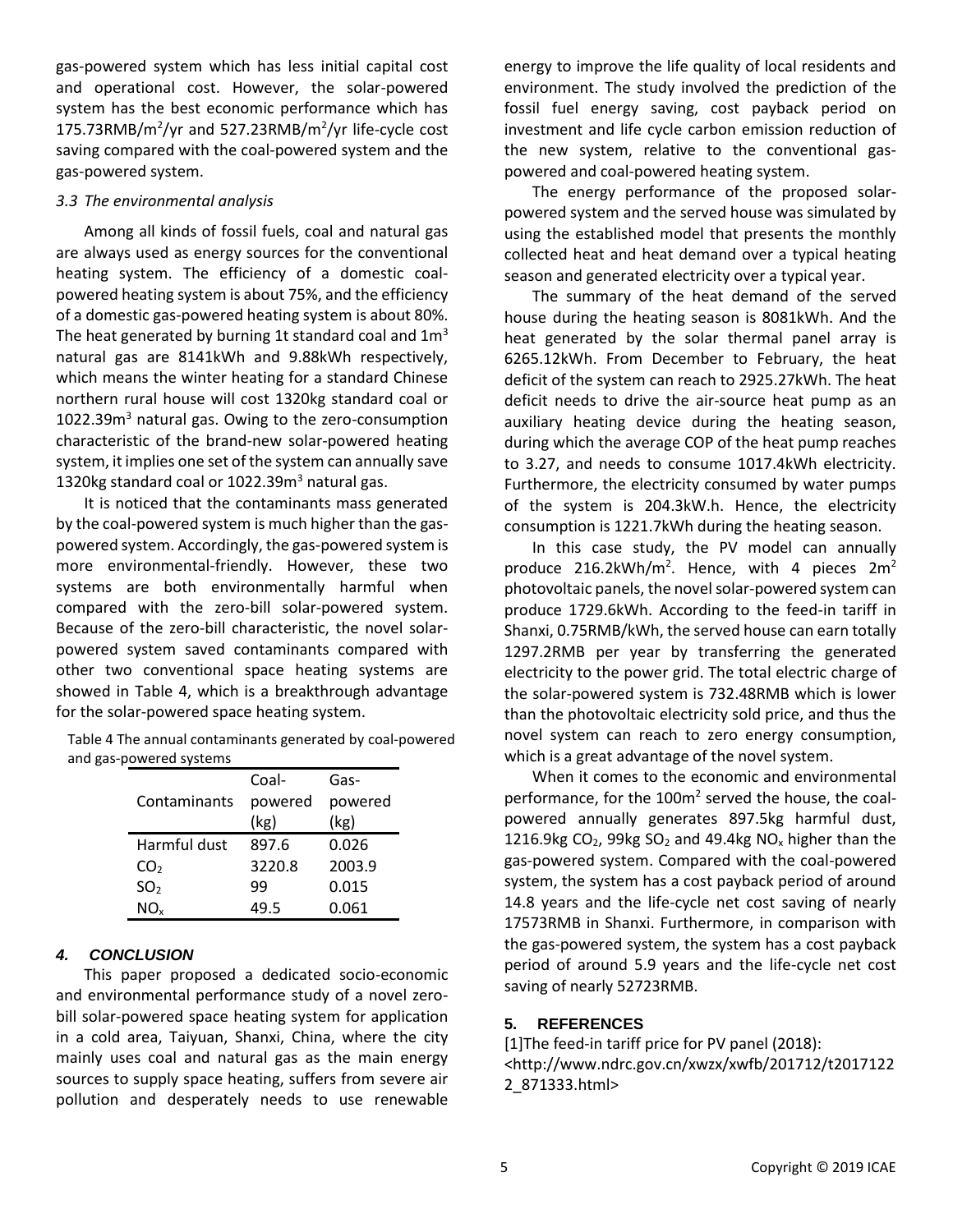gas-powered system which has less initial capital cost and operational cost. However, the solar-powered system has the best economic performance which has 175.73RMB/m$^2$/yr and 527.23RMB/m$^2$/yr life-cycle cost saving compared with the coal-powered system and the gas-powered system.

### *3.3 The environmental analysis*

Among all kinds of fossil fuels, coal and natural gas are always used as energy sources for the conventional heating system. The efficiency of a domestic coal-powered heating system is about 75%, and the efficiency of a domestic gas-powered heating system is about 80%. The heat generated by burning 1t standard coal and 1m$^3$ natural gas are 8141kWh and 9.88kWh respectively, which means the winter heating for a standard Chinese northern rural house will cost 1320kg standard coal or 1022.39m$^3$ natural gas. Owing to the zero-consumption characteristic of the brand-new solar-powered heating system, it implies one set of the system can annually save 1320kg standard coal or 1022.39m$^3$ natural gas.

It is noticed that the contaminants mass generated by the coal-powered system is much higher than the gas-powered system. Accordingly, the gas-powered system is more environmental-friendly. However, these two systems are both environmentally harmful when compared with the zero-bill solar-powered system. Because of the zero-bill characteristic, the novel solar-powered system saved contaminants compared with other two conventional space heating systems are showed in Table 4, which is a breakthrough advantage for the solar-powered space heating system.

Table 4 The annual contaminants generated by coal-powered and gas-powered systems

| Contaminants | Coal-powered (kg) | Gas-powered (kg) |
|---|---|---|
| Harmful dust | 897.6 | 0.026 |
| $CO_2$ | 3220.8 | 2003.9 |
| $SO_2$ | 99 | 0.015 |
| $NO_x$ | 49.5 | 0.061 |

## 4. CONCLUSION

This paper proposed a dedicated socio-economic and environmental performance study of a novel zero-bill solar-powered space heating system for application in a cold area, Taiyuan, Shanxi, China, where the city mainly uses coal and natural gas as the main energy sources to supply space heating, suffers from severe air pollution and desperately needs to use renewable energy to improve the life quality of local residents and environment. The study involved the prediction of the fossil fuel energy saving, cost payback period on investment and life cycle carbon emission reduction of the new system, relative to the conventional gas-powered and coal-powered heating system.

The energy performance of the proposed solar-powered system and the served house was simulated by using the established model that presents the monthly collected heat and heat demand over a typical heating season and generated electricity over a typical year.

The summary of the heat demand of the served house during the heating season is 8081kWh. And the heat generated by the solar thermal panel array is 6265.12kWh. From December to February, the heat deficit of the system can reach to 2925.27kWh. The heat deficit needs to drive the air-source heat pump as an auxiliary heating device during the heating season, during which the average COP of the heat pump reaches to 3.27, and needs to consume 1017.4kWh electricity. Furthermore, the electricity consumed by water pumps of the system is 204.3kW.h. Hence, the electricity consumption is 1221.7kWh during the heating season.

In this case study, the PV model can annually produce 216.2kWh/m$^2$. Hence, with 4 pieces 2m$^2$ photovoltaic panels, the novel solar-powered system can produce 1729.6kWh. According to the feed-in tariff in Shanxi, 0.75RMB/kWh, the served house can earn totally 1297.2RMB per year by transferring the generated electricity to the power grid. The total electric charge of the solar-powered system is 732.48RMB which is lower than the photovoltaic electricity sold price, and thus the novel system can reach to zero energy consumption, which is a great advantage of the novel system.

When it comes to the economic and environmental performance, for the 100m$^2$ served the house, the coal-powered annually generates 897.5kg harmful dust, 1216.9kg $CO_2$, 99kg $SO_2$ and 49.4kg $NO_x$ higher than the gas-powered system. Compared with the coal-powered system, the system has a cost payback period of around 14.8 years and the life-cycle net cost saving of nearly 17573RMB in Shanxi. Furthermore, in comparison with the gas-powered system, the system has a cost payback period of around 5.9 years and the life-cycle net cost saving of nearly 52723RMB.

## 5. REFERENCES

[1]The feed-in tariff price for PV panel (2018): <http://www.ndrc.gov.cn/xwzx/xwfb/201712/t20171222_871333.html>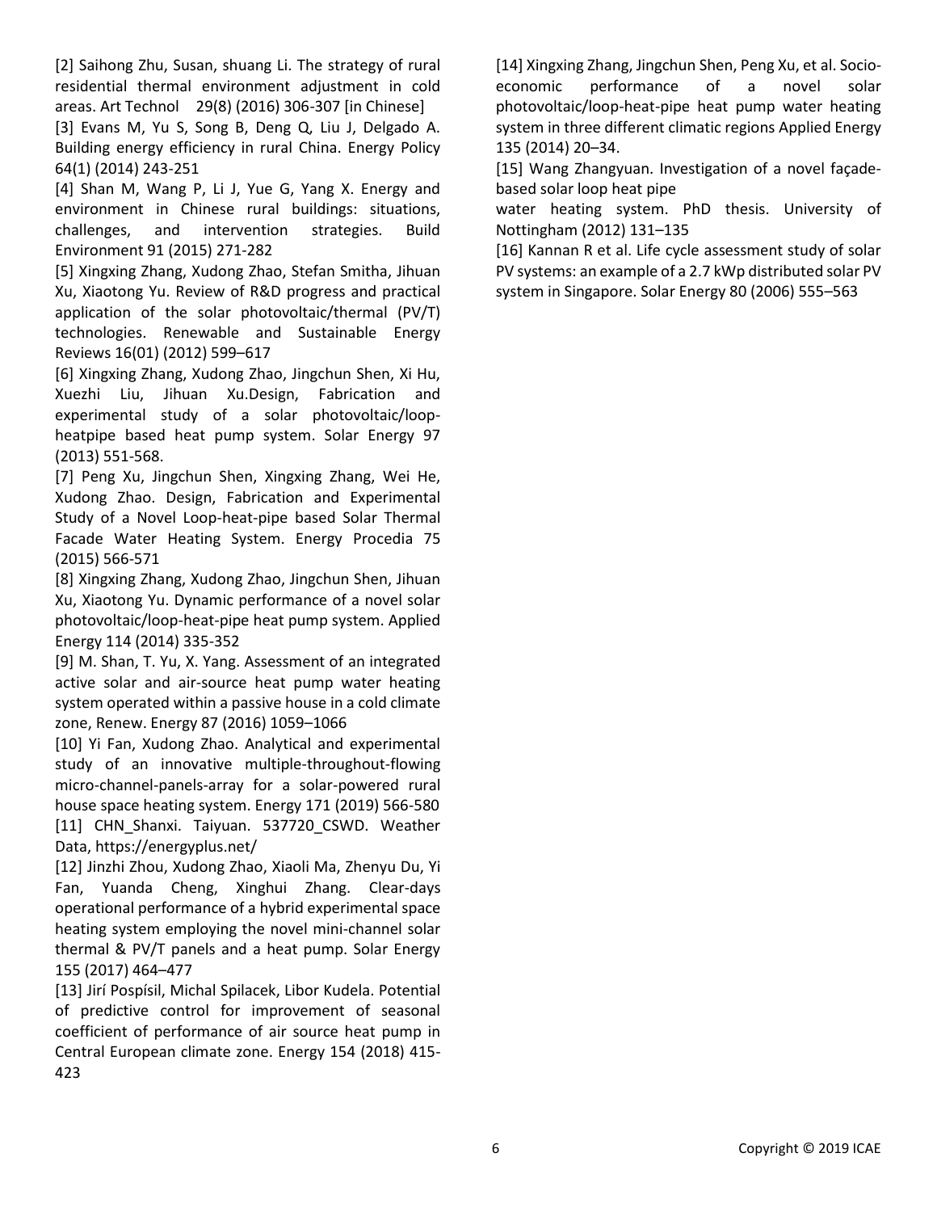[2] Saihong Zhu, Susan, shuang Li. The strategy of rural residential thermal environment adjustment in cold areas. Art Technol 29(8) (2016) 306-307 [in Chinese]

[3] Evans M, Yu S, Song B, Deng Q, Liu J, Delgado A. Building energy efficiency in rural China. Energy Policy 64(1) (2014) 243-251

[4] Shan M, Wang P, Li J, Yue G, Yang X. Energy and environment in Chinese rural buildings: situations, challenges, and intervention strategies. Build Environment 91 (2015) 271-282

[5] Xingxing Zhang, Xudong Zhao, Stefan Smitha, Jihuan Xu, Xiaotong Yu. Review of R&D progress and practical application of the solar photovoltaic/thermal (PV/T) technologies. Renewable and Sustainable Energy Reviews 16(01) (2012) 599–617

[6] Xingxing Zhang, Xudong Zhao, Jingchun Shen, Xi Hu, Xuezhi Liu, Jihuan Xu.Design, Fabrication and experimental study of a solar photovoltaic/loop-heatpipe based heat pump system. Solar Energy 97 (2013) 551-568.

[7] Peng Xu, Jingchun Shen, Xingxing Zhang, Wei He, Xudong Zhao. Design, Fabrication and Experimental Study of a Novel Loop-heat-pipe based Solar Thermal Facade Water Heating System. Energy Procedia 75 (2015) 566-571

[8] Xingxing Zhang, Xudong Zhao, Jingchun Shen, Jihuan Xu, Xiaotong Yu. Dynamic performance of a novel solar photovoltaic/loop-heat-pipe heat pump system. Applied Energy 114 (2014) 335-352

[9] M. Shan, T. Yu, X. Yang. Assessment of an integrated active solar and air-source heat pump water heating system operated within a passive house in a cold climate zone, Renew. Energy 87 (2016) 1059–1066

[10] Yi Fan, Xudong Zhao. Analytical and experimental study of an innovative multiple-throughout-flowing micro-channel-panels-array for a solar-powered rural house space heating system. Energy 171 (2019) 566-580

[11] CHN_Shanxi. Taiyuan. 537720_CSWD. Weather Data, https://energyplus.net/

[12] Jinzhi Zhou, Xudong Zhao, Xiaoli Ma, Zhenyu Du, Yi Fan, Yuanda Cheng, Xinghui Zhang. Clear-days operational performance of a hybrid experimental space heating system employing the novel mini-channel solar thermal & PV/T panels and a heat pump. Solar Energy 155 (2017) 464–477

[13] Jirí Pospísil, Michal Spilacek, Libor Kudela. Potential of predictive control for improvement of seasonal coefficient of performance of air source heat pump in Central European climate zone. Energy 154 (2018) 415-423

[14] Xingxing Zhang, Jingchun Shen, Peng Xu, et al. Socio-economic performance of a novel solar photovoltaic/loop-heat-pipe heat pump water heating system in three different climatic regions Applied Energy 135 (2014) 20–34.

[15] Wang Zhangyuan. Investigation of a novel façade-based solar loop heat pipe water heating system. PhD thesis. University of Nottingham (2012) 131–135

[16] Kannan R et al. Life cycle assessment study of solar PV systems: an example of a 2.7 kWp distributed solar PV system in Singapore. Solar Energy 80 (2006) 555–563